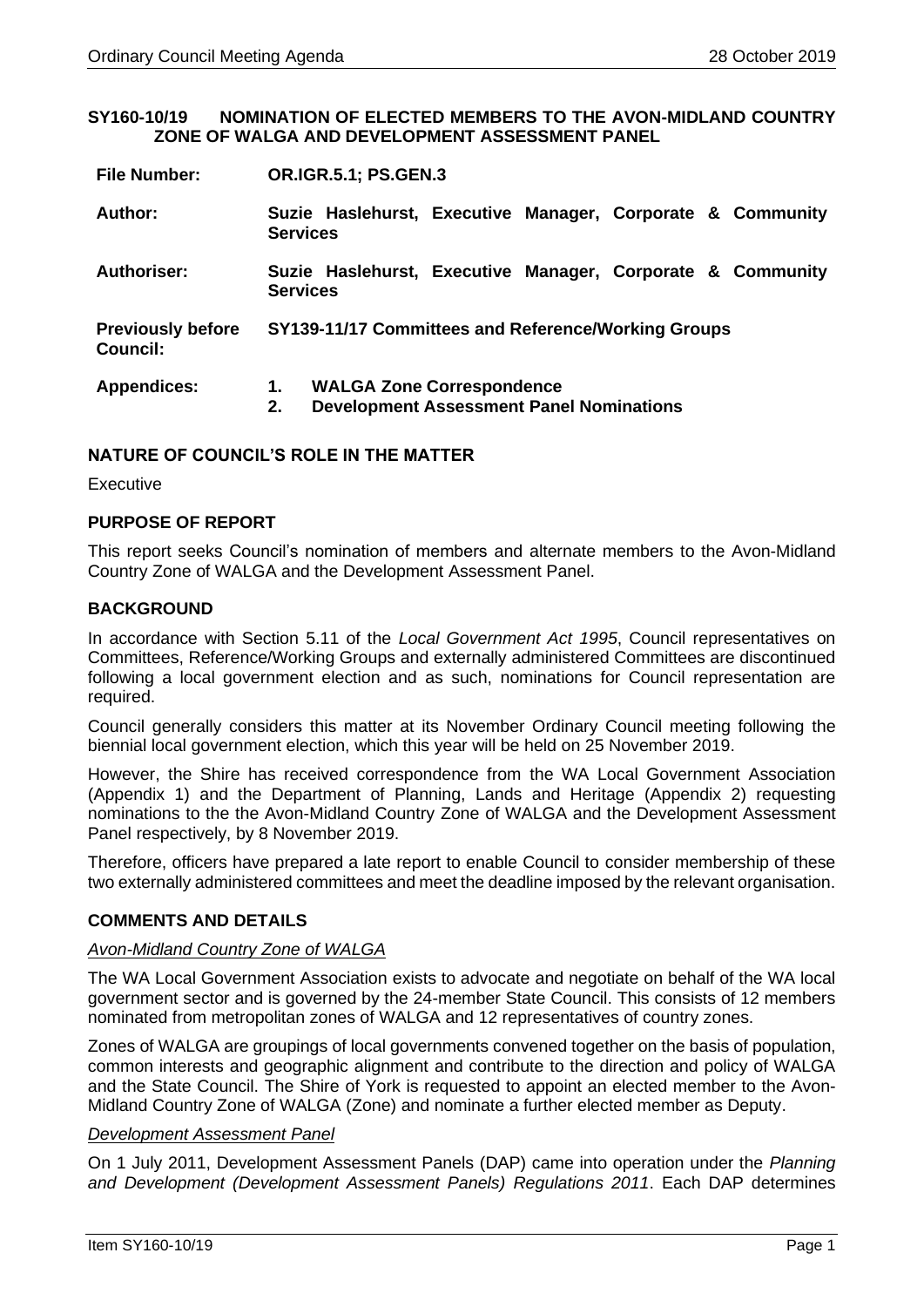## SY160-10/19 NOMINATION OF ELECTED MEMBERS TO THE AVON-MIDLAND COUNTRY ZONE OF WALGA AND DEVELOPMENT ASSESSMENT PANEL

| | |
|---|---|
| **File Number:** | **OR.IGR.5.1; PS.GEN.3** |
| **Author:** | **Suzie Haslehurst, Executive Manager, Corporate & Community Services** |
| **Authoriser:** | **Suzie Haslehurst, Executive Manager, Corporate & Community Services** |
| **Previously before Council:** | **SY139-11/17 Committees and Reference/Working Groups** |
| **Appendices:** | **1. WALGA Zone Correspondence**<br>**2. Development Assessment Panel Nominations** |

### NATURE OF COUNCIL'S ROLE IN THE MATTER

Executive

### PURPOSE OF REPORT

This report seeks Council's nomination of members and alternate members to the Avon-Midland Country Zone of WALGA and the Development Assessment Panel.

### BACKGROUND

In accordance with Section 5.11 of the *Local Government Act 1995*, Council representatives on Committees, Reference/Working Groups and externally administered Committees are discontinued following a local government election and as such, nominations for Council representation are required.

Council generally considers this matter at its November Ordinary Council meeting following the biennial local government election, which this year will be held on 25 November 2019.

However, the Shire has received correspondence from the WA Local Government Association (Appendix 1) and the Department of Planning, Lands and Heritage (Appendix 2) requesting nominations to the the Avon-Midland Country Zone of WALGA and the Development Assessment Panel respectively, by 8 November 2019.

Therefore, officers have prepared a late report to enable Council to consider membership of these two externally administered committees and meet the deadline imposed by the relevant organisation.

### COMMENTS AND DETAILS

*Avon-Midland Country Zone of WALGA*

The WA Local Government Association exists to advocate and negotiate on behalf of the WA local government sector and is governed by the 24-member State Council. This consists of 12 members nominated from metropolitan zones of WALGA and 12 representatives of country zones.

Zones of WALGA are groupings of local governments convened together on the basis of population, common interests and geographic alignment and contribute to the direction and policy of WALGA and the State Council. The Shire of York is requested to appoint an elected member to the Avon-Midland Country Zone of WALGA (Zone) and nominate a further elected member as Deputy.

*Development Assessment Panel*

On 1 July 2011, Development Assessment Panels (DAP) came into operation under the *Planning and Development (Development Assessment Panels) Regulations 2011*. Each DAP determines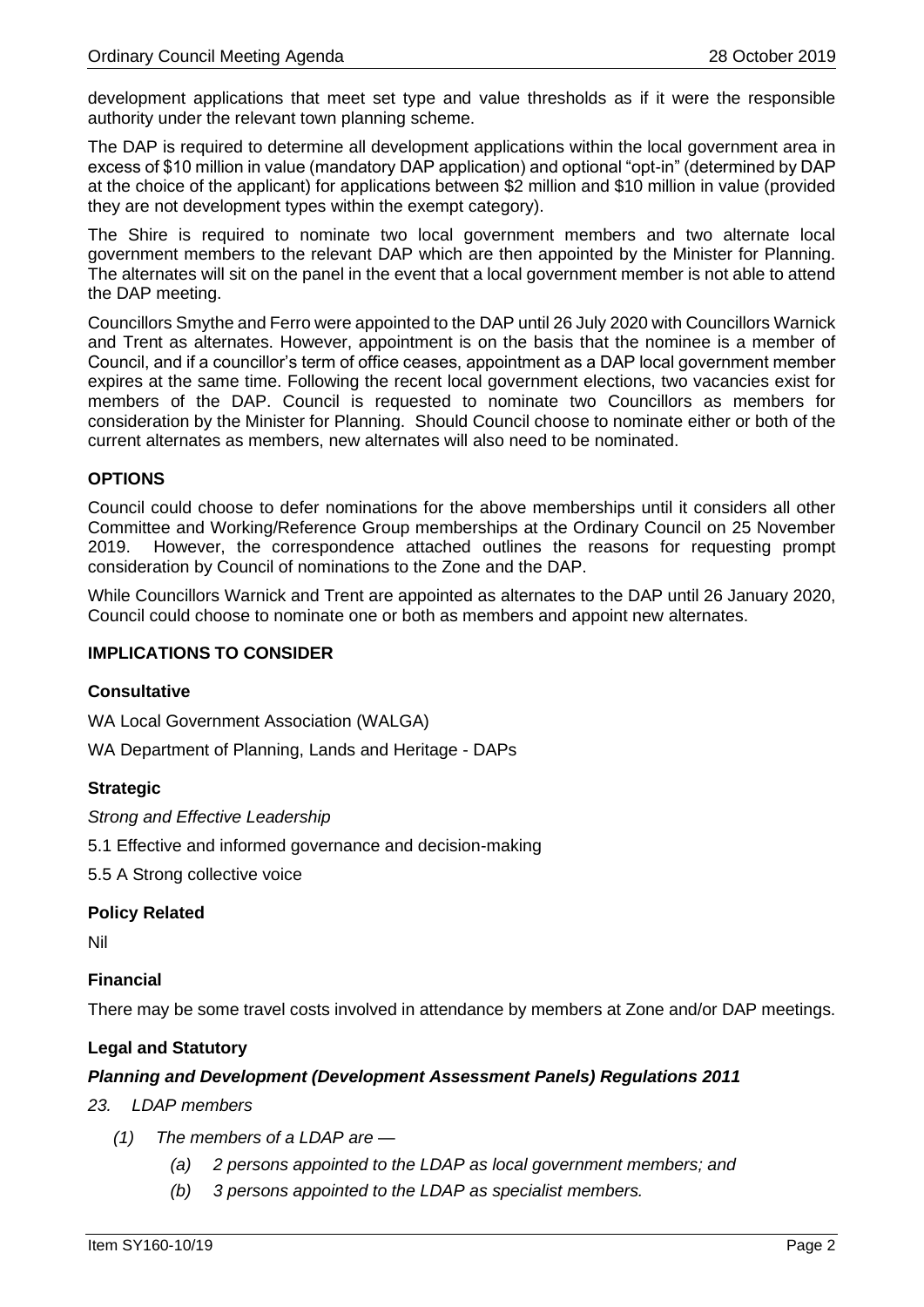development applications that meet set type and value thresholds as if it were the responsible authority under the relevant town planning scheme.

The DAP is required to determine all development applications within the local government area in excess of $10 million in value (mandatory DAP application) and optional "opt-in" (determined by DAP at the choice of the applicant) for applications between $2 million and $10 million in value (provided they are not development types within the exempt category).

The Shire is required to nominate two local government members and two alternate local government members to the relevant DAP which are then appointed by the Minister for Planning. The alternates will sit on the panel in the event that a local government member is not able to attend the DAP meeting.

Councillors Smythe and Ferro were appointed to the DAP until 26 July 2020 with Councillors Warnick and Trent as alternates. However, appointment is on the basis that the nominee is a member of Council, and if a councillor's term of office ceases, appointment as a DAP local government member expires at the same time. Following the recent local government elections, two vacancies exist for members of the DAP. Council is requested to nominate two Councillors as members for consideration by the Minister for Planning. Should Council choose to nominate either or both of the current alternates as members, new alternates will also need to be nominated.

### OPTIONS

Council could choose to defer nominations for the above memberships until it considers all other Committee and Working/Reference Group memberships at the Ordinary Council on 25 November 2019. However, the correspondence attached outlines the reasons for requesting prompt consideration by Council of nominations to the Zone and the DAP.

While Councillors Warnick and Trent are appointed as alternates to the DAP until 26 January 2020, Council could choose to nominate one or both as members and appoint new alternates.

### IMPLICATIONS TO CONSIDER

#### Consultative

WA Local Government Association (WALGA)

WA Department of Planning, Lands and Heritage - DAPs

#### Strategic

*Strong and Effective Leadership*

5.1 Effective and informed governance and decision-making

5.5 A Strong collective voice

#### Policy Related

Nil

#### Financial

There may be some travel costs involved in attendance by members at Zone and/or DAP meetings.

#### Legal and Statutory

***Planning and Development (Development Assessment Panels) Regulations 2011***

*23. LDAP members*

*(1) The members of a LDAP are —*

*(a) 2 persons appointed to the LDAP as local government members; and*

*(b) 3 persons appointed to the LDAP as specialist members.*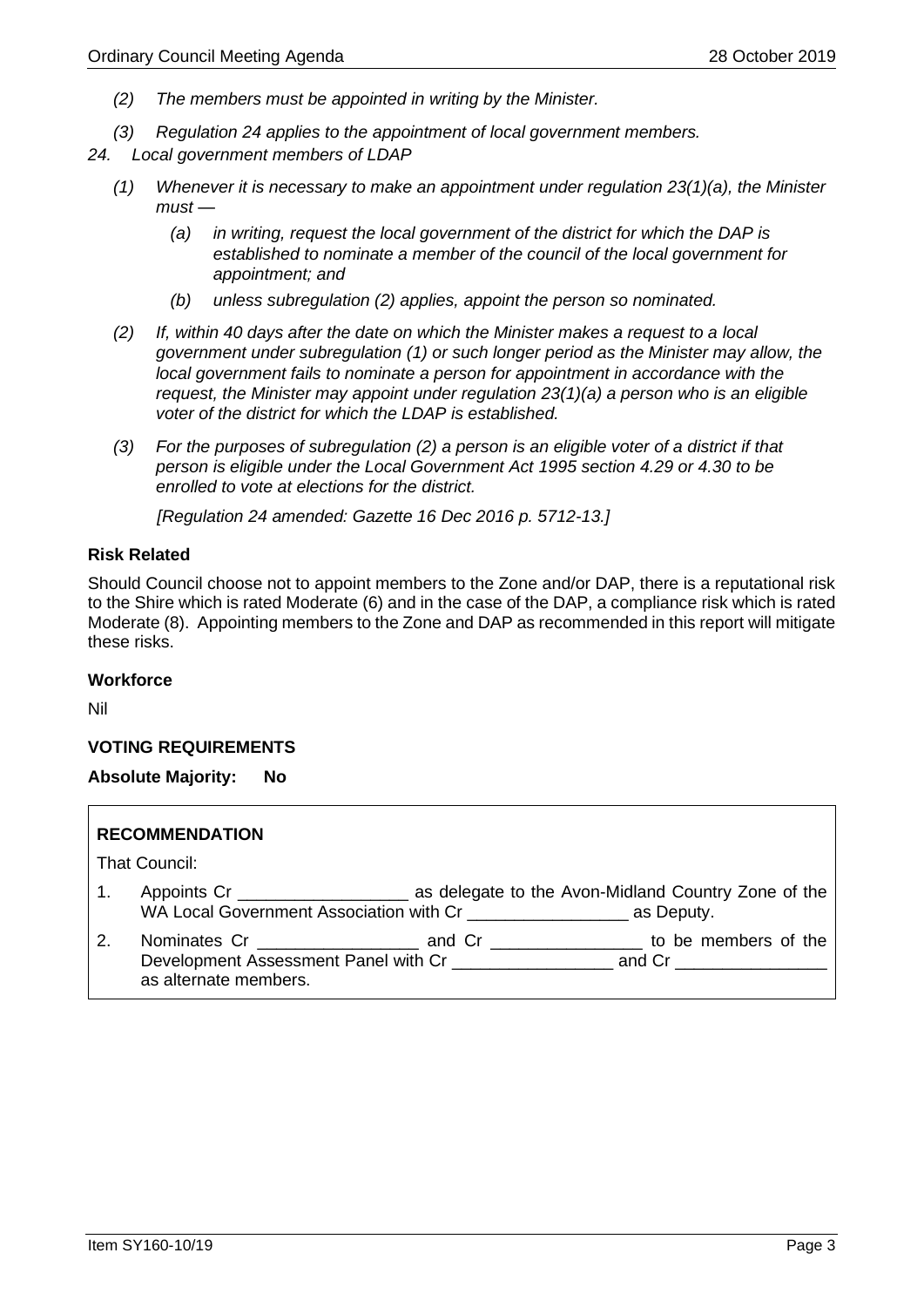*(2) The members must be appointed in writing by the Minister.*

*(3) Regulation 24 applies to the appointment of local government members.*

*24. Local government members of LDAP*

*(1) Whenever it is necessary to make an appointment under regulation 23(1)(a), the Minister must —*

*(a) in writing, request the local government of the district for which the DAP is established to nominate a member of the council of the local government for appointment; and*

*(b) unless subregulation (2) applies, appoint the person so nominated.*

*(2) If, within 40 days after the date on which the Minister makes a request to a local government under subregulation (1) or such longer period as the Minister may allow, the local government fails to nominate a person for appointment in accordance with the request, the Minister may appoint under regulation 23(1)(a) a person who is an eligible voter of the district for which the LDAP is established.*

*(3) For the purposes of subregulation (2) a person is an eligible voter of a district if that person is eligible under the Local Government Act 1995 section 4.29 or 4.30 to be enrolled to vote at elections for the district.*

*[Regulation 24 amended: Gazette 16 Dec 2016 p. 5712-13.]*

**Risk Related**

Should Council choose not to appoint members to the Zone and/or DAP, there is a reputational risk to the Shire which is rated Moderate (6) and in the case of the DAP, a compliance risk which is rated Moderate (8). Appointing members to the Zone and DAP as recommended in this report will mitigate these risks.

**Workforce**

Nil

**VOTING REQUIREMENTS**

**Absolute Majority: No**

**RECOMMENDATION**

That Council:

1. Appoints Cr __________________ as delegate to the Avon-Midland Country Zone of the WA Local Government Association with Cr _________________ as Deputy.
2. Nominates Cr _________________ and Cr ________________ to be members of the Development Assessment Panel with Cr _________________ and Cr ________________ as alternate members.